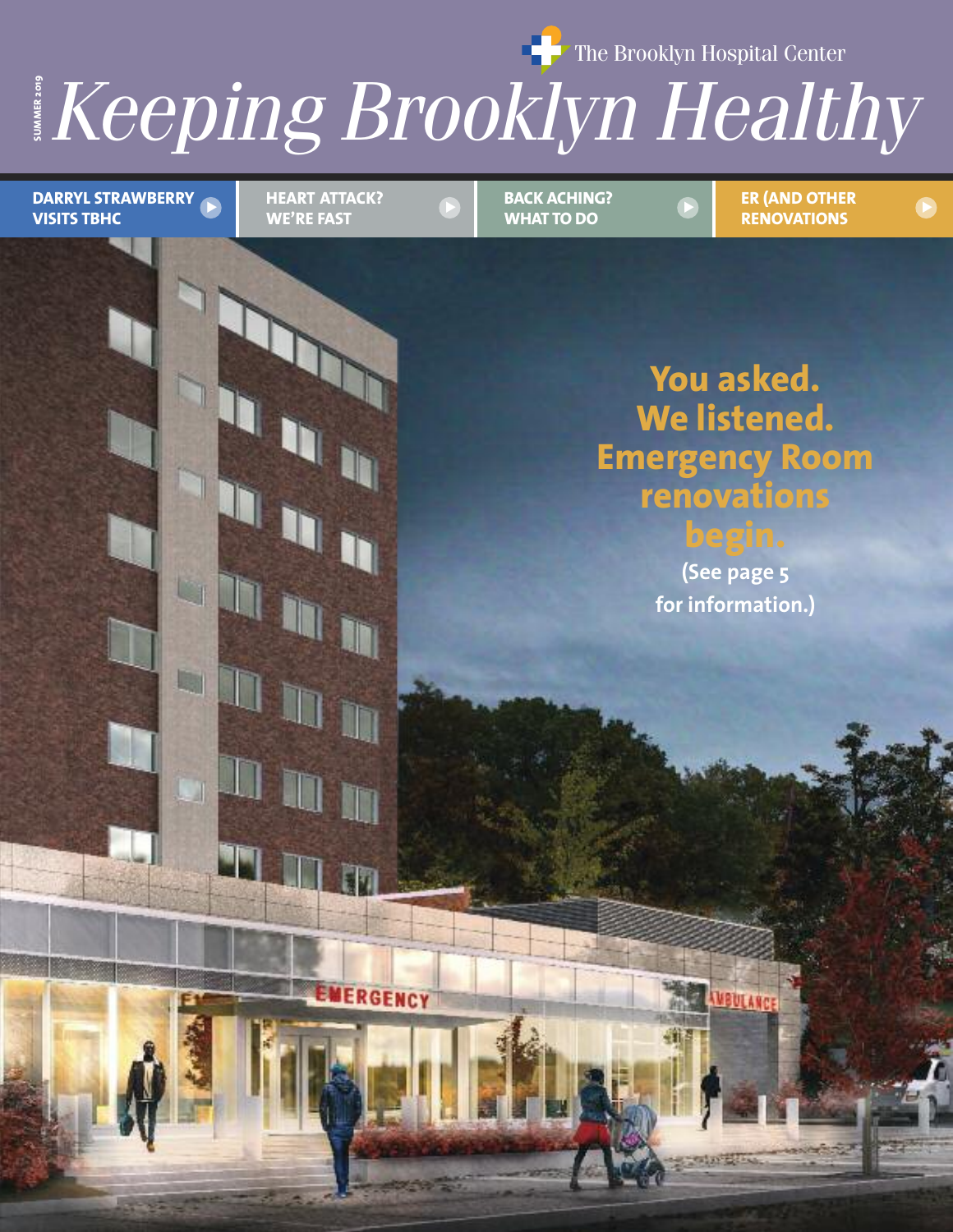The Brooklyn Hospital Center

SUMMER 2019

# *Keeping Brooklyn Healthy*

**DARRYL STRAWBERRY VISITS TBHC**

**HEART ATTACK? WE'RE FAST**

**BACK ACHING? WHAT TO DO**

**ER (AND OTHER RENOVATIONS**

## You asked. We listened. Emergency Room renovations begin.

**(See page 5 for information.)**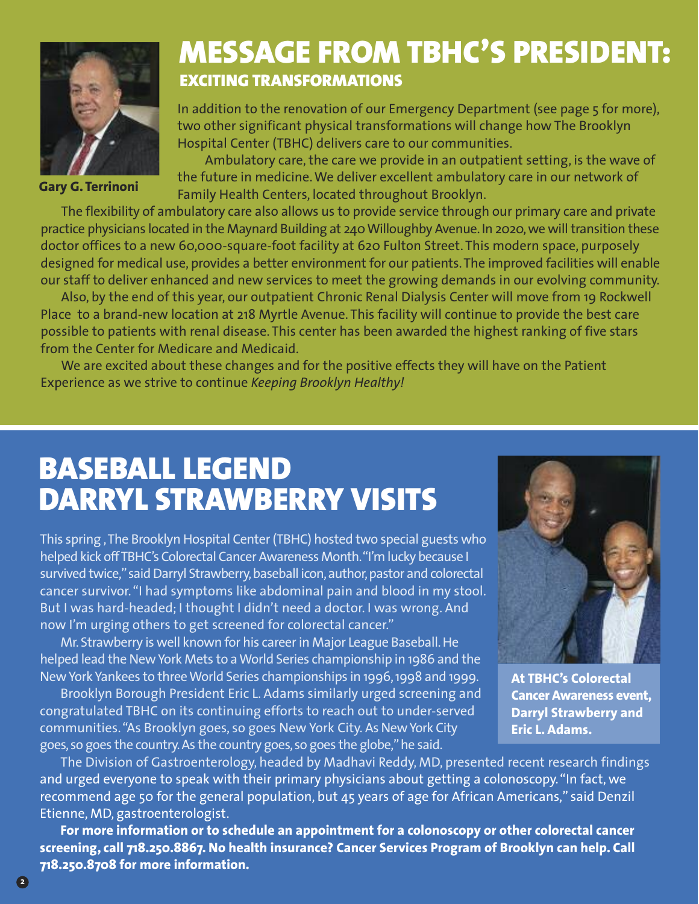# MESSAGE FROM TBHC'S PRESIDENT:

## EXCITING TRANSFORMATIONS

**Gary G. Terrinoni**

In addition to the renovation of our Emergency Department (see page 5 for more), two other significant physical transformations will change how The Brooklyn Hospital Center (TBHC) delivers care to our communities.

Ambulatory care, the care we provide in an outpatient setting, is the wave of the future in medicine. We deliver excellent ambulatory care in our network of Family Health Centers, located throughout Brooklyn.

The flexibility of ambulatory care also allows us to provide service through our primary care and private practice physicians located in the Maynard Building at 240 Willoughby Avenue. In 2020, we will transition these doctor offices to a new 60,000-square-foot facility at 620 Fulton Street. This modern space, purposely designed for medical use, provides a better environment for our patients. The improved facilities will enable our staff to deliver enhanced and new services to meet the growing demands in our evolving community.

Also, by the end of this year, our outpatient Chronic Renal Dialysis Center will move from 19 Rockwell Place to a brand-new location at 218 Myrtle Avenue. This facility will continue to provide the best care possible to patients with renal disease. This center has been awarded the highest ranking of five stars from the Center for Medicare and Medicaid.

We are excited about these changes and for the positive effects they will have on the Patient Experience as we strive to continue *Keeping Brooklyn Healthy!*

# BASEBALL LEGEND DARRYL STRAWBERRY VISITS

This spring, The Brooklyn Hospital Center (TBHC) hosted two special guests who helped kick off TBHC's Colorectal Cancer Awareness Month. "I'm lucky because I survived twice," said Darryl Strawberry, baseball icon, author, pastor and colorectal cancer survivor. "I had symptoms like abdominal pain and blood in my stool. But I was hard-headed; I thought I didn't need a doctor. I was wrong. And now I'm urging others to get screened for colorectal cancer."

Mr. Strawberry is well known for his career in Major League Baseball. He helped lead the New York Mets to a World Series championship in 1986 and the New York Yankees to three World Series championships in 1996, 1998 and 1999.

Brooklyn Borough President Eric L. Adams similarly urged screening and congratulated TBHC on its continuing efforts to reach out to under-served communities. "As Brooklyn goes, so goes New York City. As New York City goes, so goes the country. As the country goes, so goes the globe," he said.

**At TBHC's Colorectal Cancer Awareness event, Darryl Strawberry and Eric L. Adams.**

The Division of Gastroenterology, headed by Madhavi Reddy, MD, presented recent research findings and urged everyone to speak with their primary physicians about getting a colonoscopy. "In fact, we recommend age 50 for the general population, but 45 years of age for African Americans," said Denzil Etienne, MD, gastroenterologist.

**For more information or to schedule an appointment for a colonoscopy or other colorectal cancer screening, call 718.250.8867. No health insurance? Cancer Services Program of Brooklyn can help. Call 718.250.8708 for more information.**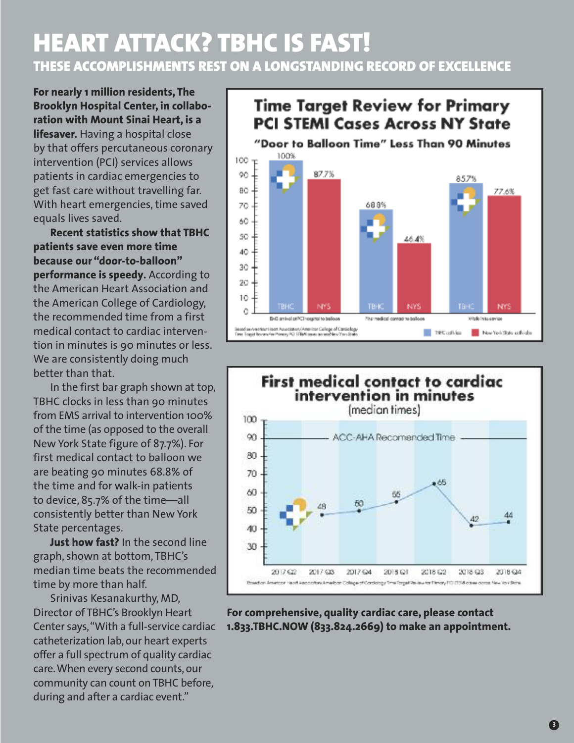# HEART ATTACK? TBHC IS FAST!

## THESE ACCOMPLISHMENTS REST ON A LONGSTANDING RECORD OF EXCELLENCE

**For nearly 1 million residents, The Brooklyn Hospital Center, in collaboration with Mount Sinai Heart, is a lifesaver.** Having a hospital close by that offers percutaneous coronary intervention (PCI) services allows patients in cardiac emergencies to get fast care without travelling far. With heart emergencies, time saved equals lives saved.

**Recent statistics show that TBHC patients save even more time because our "door-to-balloon" performance is speedy.** According to the American Heart Association and the American College of Cardiology, the recommended time from a first medical contact to cardiac intervention in minutes is 90 minutes or less. We are consistently doing much better than that.

In the first bar graph shown at top, TBHC clocks in less than 90 minutes from EMS arrival to intervention 100% of the time (as opposed to the overall New York State figure of 87.7%). For first medical contact to balloon we are beating 90 minutes 68.8% of the time and for walk-in patients to device, 85.7% of the time—all consistently better than New York State percentages.

**Just how fast?** In the second line graph, shown at bottom, TBHC's median time beats the recommended time by more than half.

Srinivas Kesanakurthy, MD, Director of TBHC's Brooklyn Heart Center says, "With a full-service cardiac catheterization lab, our heart experts offer a full spectrum of quality cardiac care. When every second counts, our community can count on TBHC before, during and after a cardiac event."

### Time Target Review for Primary PCI STEMI Cases Across NY State

"Door to Balloon Time" Less Than 90 Minutes

| | TBHC | NYS |
|---|---|---|
| EMS arrival at PCI hospital to balloon | 100% | 87.7% |
| First medical contact to balloon | 68.8% | 46.4% |
| Walk-in to device | 85.7% | 77.6% |

Based on American Heart Association/American College of Cardiology Time Target Review for Primary PCI STEMI cases across New York State

TBHC cath lab | New York State cath labs

### First medical contact to cardiac intervention in minutes

(median times)

ACC-AHA Recomended Time: 90

| Quarter | 2017 Q2 | 2017 Q3 | 2017 Q4 | 2018 Q1 | 2018 Q2 | 2018 Q3 | 2018 Q4 |
|---|---|---|---|---|---|---|---|
| Minutes | | 48 | 50 | 55 | 65 | 42 | 44 |

Based on American Heart Association/American College of Cardiology Time Target Review for Primary PCI STEMI cases across New York State

**For comprehensive, quality cardiac care, please contact 1.833.TBHC.NOW (833.824.2669) to make an appointment.**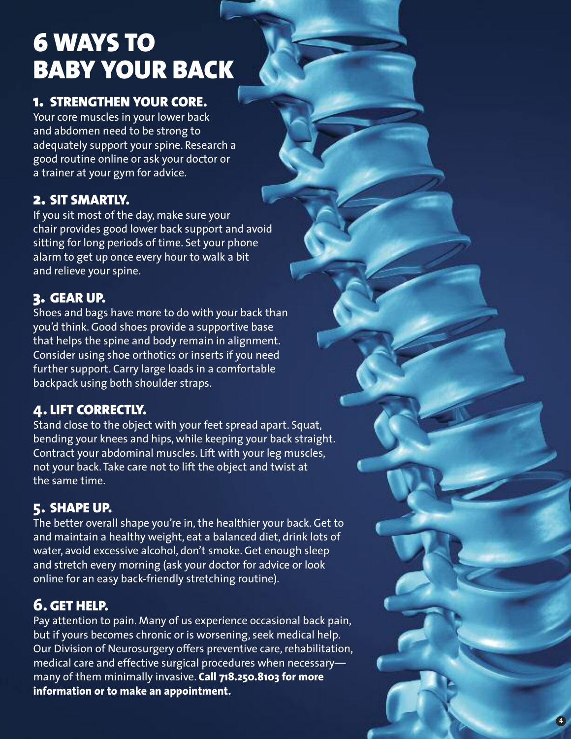# 6 WAYS TO BABY YOUR BACK

## 1. STRENGTHEN YOUR CORE.

Your core muscles in your lower back and abdomen need to be strong to adequately support your spine. Research a good routine online or ask your doctor or a trainer at your gym for advice.

## 2. SIT SMARTLY.

If you sit most of the day, make sure your chair provides good lower back support and avoid sitting for long periods of time. Set your phone alarm to get up once every hour to walk a bit and relieve your spine.

## 3. GEAR UP.

Shoes and bags have more to do with your back than you'd think. Good shoes provide a supportive base that helps the spine and body remain in alignment. Consider using shoe orthotics or inserts if you need further support. Carry large loads in a comfortable backpack using both shoulder straps.

## 4. LIFT CORRECTLY.

Stand close to the object with your feet spread apart. Squat, bending your knees and hips, while keeping your back straight. Contract your abdominal muscles. Lift with your leg muscles, not your back. Take care not to lift the object and twist at the same time.

## 5. SHAPE UP.

The better overall shape you're in, the healthier your back. Get to and maintain a healthy weight, eat a balanced diet, drink lots of water, avoid excessive alcohol, don't smoke. Get enough sleep and stretch every morning (ask your doctor for advice or look online for an easy back-friendly stretching routine).

## 6. GET HELP.

Pay attention to pain. Many of us experience occasional back pain, but if yours becomes chronic or is worsening, seek medical help. Our Division of Neurosurgery offers preventive care, rehabilitation, medical care and effective surgical procedures when necessary—many of them minimally invasive. **Call 718.250.8103 for more information or to make an appointment.**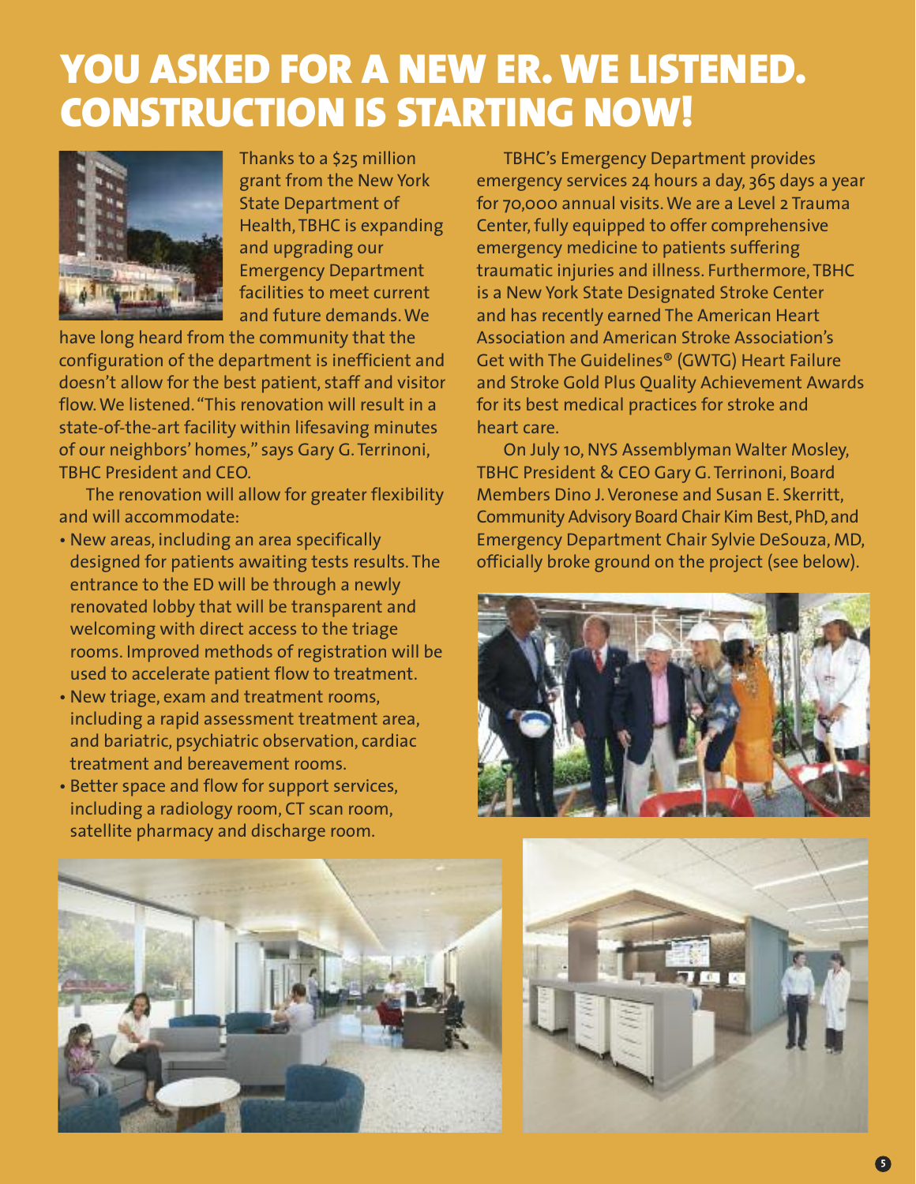# YOU ASKED FOR A NEW ER. WE LISTENED. CONSTRUCTION IS STARTING NOW!

Thanks to a $25 million grant from the New York State Department of Health, TBHC is expanding and upgrading our Emergency Department facilities to meet current and future demands. We have long heard from the community that the configuration of the department is inefficient and doesn't allow for the best patient, staff and visitor flow. We listened. "This renovation will result in a state-of-the-art facility within lifesaving minutes of our neighbors' homes," says Gary G. Terrinoni, TBHC President and CEO.

The renovation will allow for greater flexibility and will accommodate:

- New areas, including an area specifically designed for patients awaiting tests results. The entrance to the ED will be through a newly renovated lobby that will be transparent and welcoming with direct access to the triage rooms. Improved methods of registration will be used to accelerate patient flow to treatment.
- New triage, exam and treatment rooms, including a rapid assessment treatment area, and bariatric, psychiatric observation, cardiac treatment and bereavement rooms.
- Better space and flow for support services, including a radiology room, CT scan room, satellite pharmacy and discharge room.

TBHC's Emergency Department provides emergency services 24 hours a day, 365 days a year for 70,000 annual visits. We are a Level 2 Trauma Center, fully equipped to offer comprehensive emergency medicine to patients suffering traumatic injuries and illness. Furthermore, TBHC is a New York State Designated Stroke Center and has recently earned The American Heart Association and American Stroke Association's Get with The Guidelines® (GWTG) Heart Failure and Stroke Gold Plus Quality Achievement Awards for its best medical practices for stroke and heart care.

On July 10, NYS Assemblyman Walter Mosley, TBHC President & CEO Gary G. Terrinoni, Board Members Dino J. Veronese and Susan E. Skerritt, Community Advisory Board Chair Kim Best, PhD, and Emergency Department Chair Sylvie DeSouza, MD, officially broke ground on the project (see below).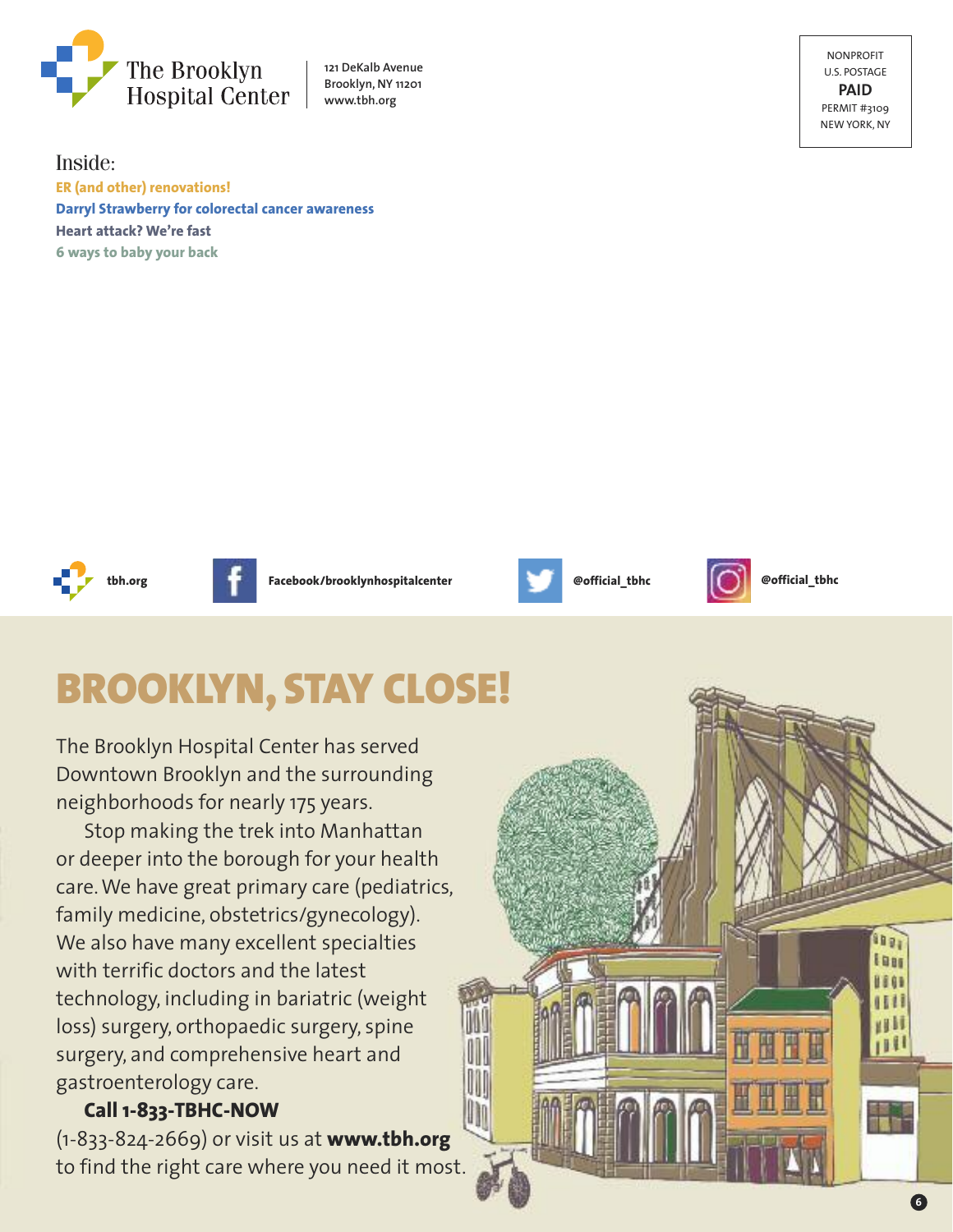The Brooklyn Hospital Center

121 DeKalb Avenue
Brooklyn, NY 11201
www.tbh.org

NONPROFIT
U.S. POSTAGE
**PAID**
PERMIT #3109
NEW YORK, NY

Inside:

**ER (and other) renovations!**
**Darryl Strawberry for colorectal cancer awareness**
**Heart attack? We're fast**
**6 ways to baby your back**

**tbh.org** **Facebook/brooklynhospitalcenter** **@official_tbhc** **@official_tbhc**

# BROOKLYN, STAY CLOSE!

The Brooklyn Hospital Center has served Downtown Brooklyn and the surrounding neighborhoods for nearly 175 years.

Stop making the trek into Manhattan or deeper into the borough for your health care. We have great primary care (pediatrics, family medicine, obstetrics/gynecology). We also have many excellent specialties with terrific doctors and the latest technology, including in bariatric (weight loss) surgery, orthopaedic surgery, spine surgery, and comprehensive heart and gastroenterology care.

**Call 1-833-TBHC-NOW** (1-833-824-2669) or visit us at **www.tbh.org** to find the right care where you need it most.